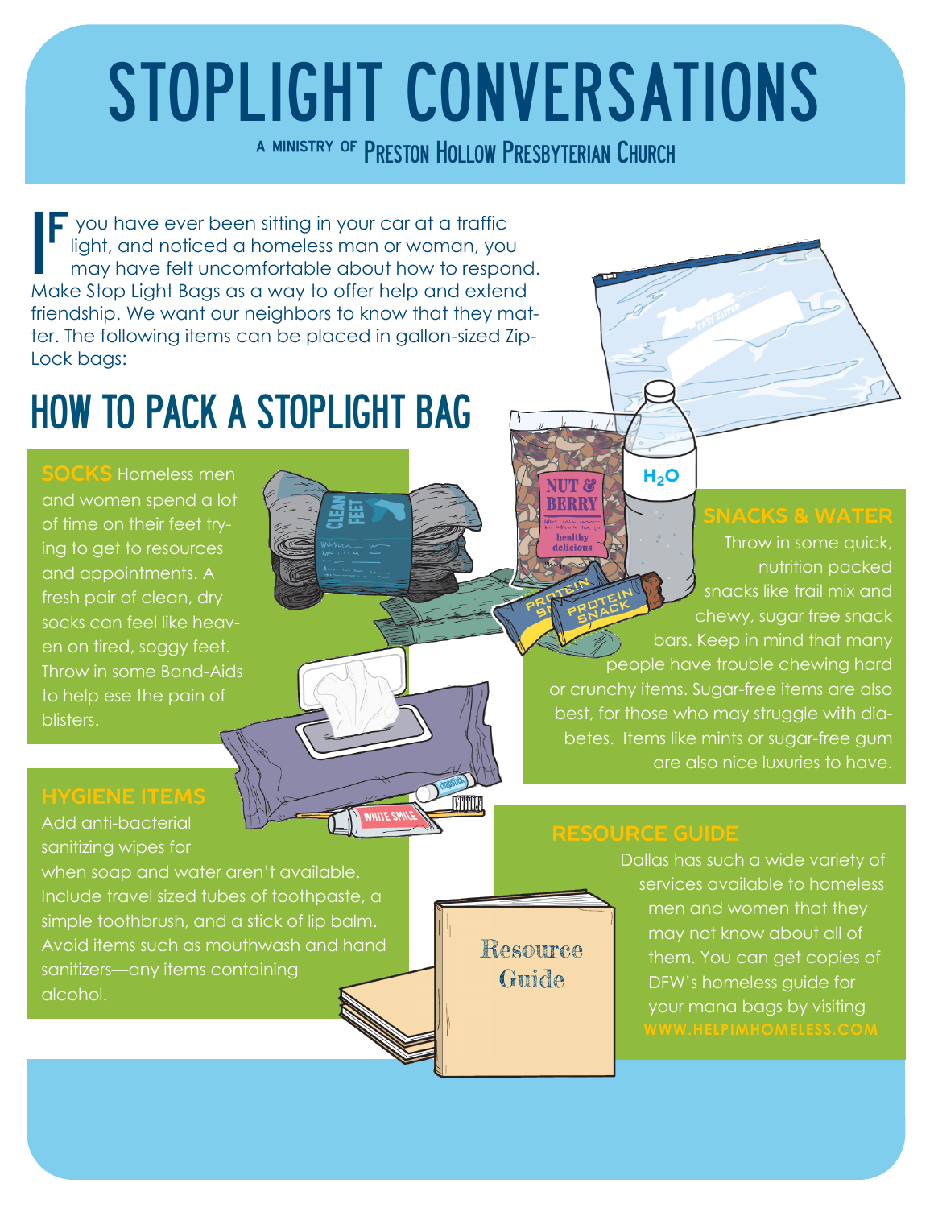# STOPLIGHT CONVERSATIONS

A MINISTRY OF PRESTON HOLLOW PRESBYTERIAN CHURCH

If you have ever been sitting in your car at a traffic light, and noticed a homeless man or woman, you may have felt uncomfortable about how to respond. Make Stop Light Bags as a way to offer help and extend friendship. We want our neighbors to know that they matter. The following items can be placed in gallon-sized Zip-Lock bags:

## HOW TO PACK A STOPLIGHT BAG

**SOCKS** Homeless men and women spend a lot of time on their feet trying to get to resources and appointments. A fresh pair of clean, dry socks can feel like heaven on tired, soggy feet. Throw in some Band-Aids to help ese the pain of blisters.

**SNACKS & WATER**

Throw in some quick, nutrition packed snacks like trail mix and chewy, sugar free snack bars. Keep in mind that many people have trouble chewing hard or crunchy items. Sugar-free items are also best, for those who may struggle with diabetes. Items like mints or sugar-free gum are also nice luxuries to have.

**HYGIENE ITEMS**

Add anti-bacterial sanitizing wipes for when soap and water aren't available. Include travel sized tubes of toothpaste, a simple toothbrush, and a stick of lip balm. Avoid items such as mouthwash and hand sanitizers—any items containing alcohol.

**RESOURCE GUIDE**

Dallas has such a wide variety of services available to homeless men and women that they may not know about all of them. You can get copies of DFW's homeless guide for your mana bags by visiting WWW.HELPIMHOMELESS.COM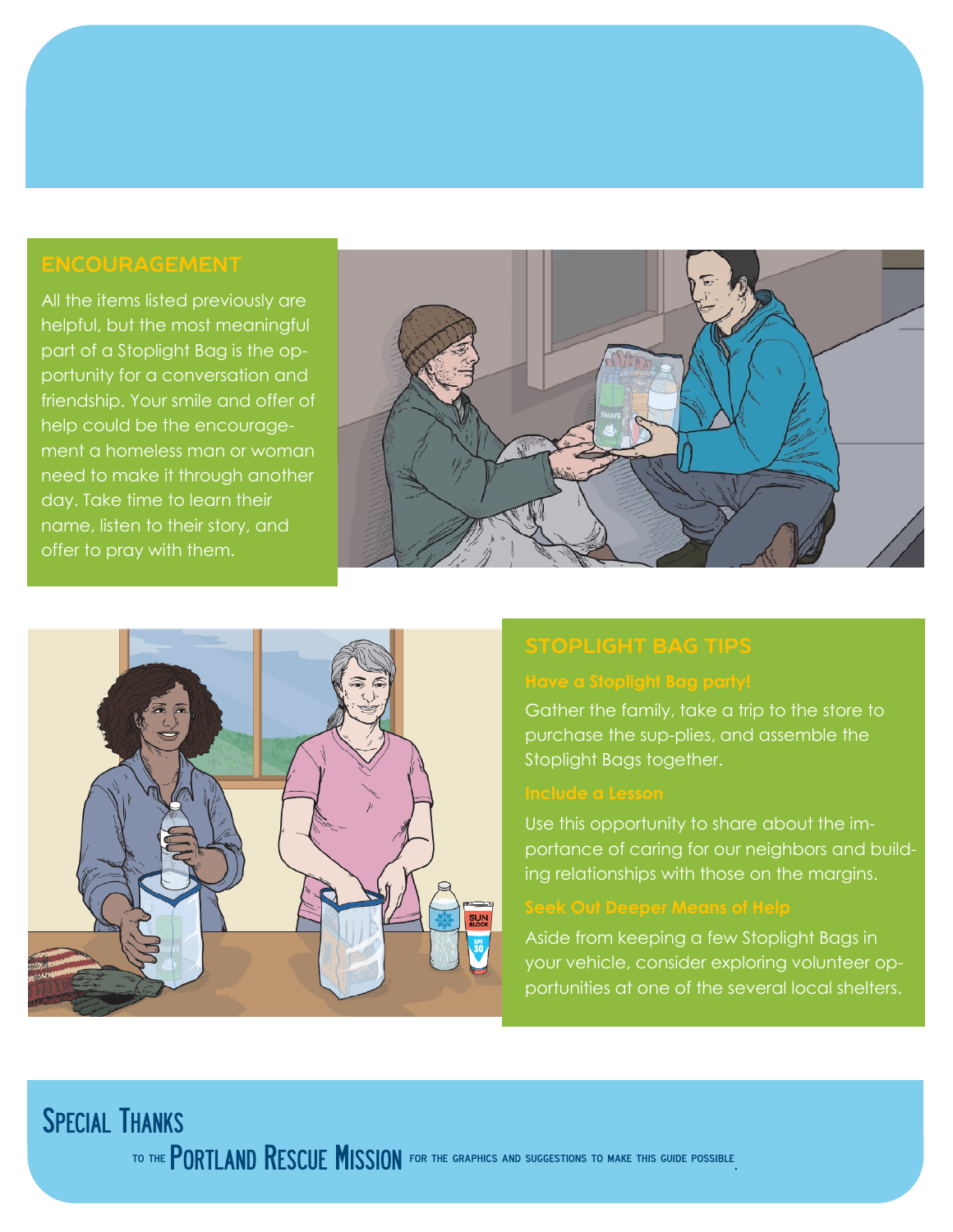## ENCOURAGEMENT

All the items listed previously are helpful, but the most meaningful part of a Stoplight Bag is the opportunity for a conversation and friendship. Your smile and offer of help could be the encouragement a homeless man or woman need to make it through another day. Take time to learn their name, listen to their story, and offer to pray with them.

## STOPLIGHT BAG TIPS

### Have a Stoplight Bag party!

Gather the family, take a trip to the store to purchase the sup-plies, and assemble the Stoplight Bags together.

### Include a Lesson

Use this opportunity to share about the importance of caring for our neighbors and building relationships with those on the margins.

### Seek Out Deeper Means of Help

Aside from keeping a few Stoplight Bags in your vehicle, consider exploring volunteer opportunities at one of the several local shelters.

## Special Thanks

to the **Portland Rescue Mission** for the graphics and suggestions to make this guide possible.